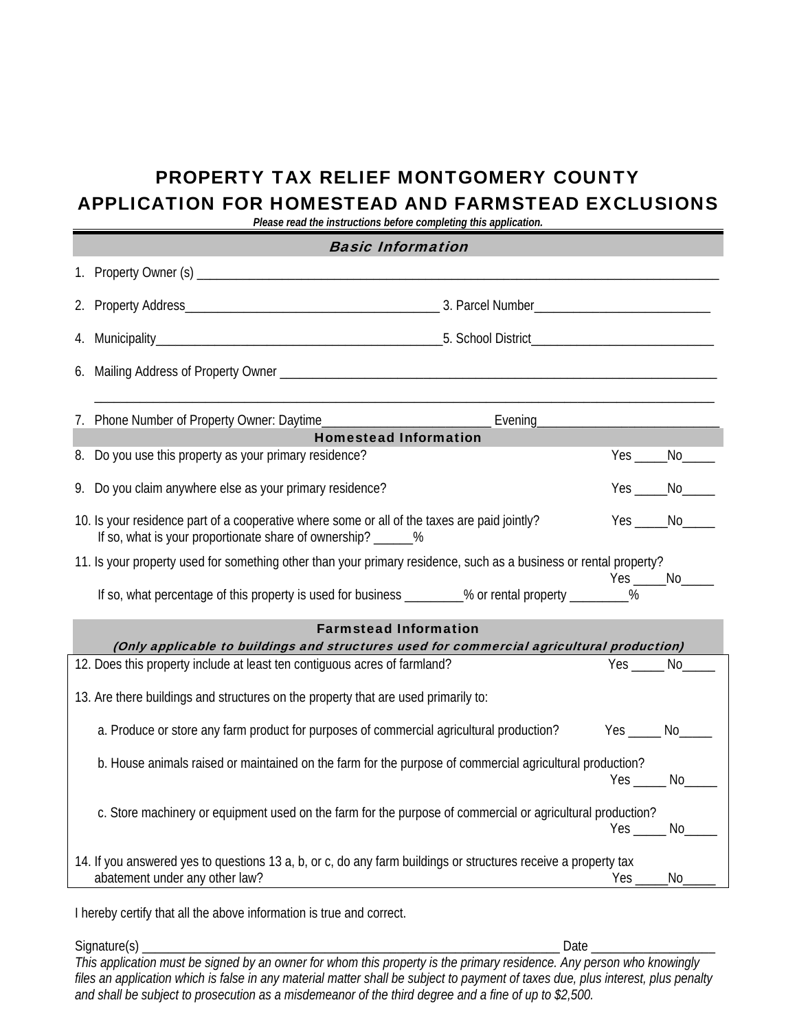# PROPERTY TAX RELIEF MONTGOMERY COUNTY
# APPLICATION FOR HOMESTEAD AND FARMSTEAD EXCLUSIONS

***Please read the instructions before completing this application.***

## *Basic Information*

1. Property Owner (s) ________________________________________________________________________________

2. Property Address_______________________________________ 3. Parcel Number___________________________

4. Municipality_____________________________________________5. School District____________________________

6. Mailing Address of Property Owner ______________________________________________________________________

   ______________________________________________________________________________________________

7. Phone Number of Property Owner: Daytime_________________________ Evening____________________________

## Homestead Information

8. Do you use this property as your primary residence? Yes _____No_____

9. Do you claim anywhere else as your primary residence? Yes _____No_____

10. Is your residence part of a cooperative where some or all of the taxes are paid jointly? Yes _____No_____
    If so, what is your proportionate share of ownership? ______%

11. Is your property used for something other than your primary residence, such as a business or rental property? Yes _____No_____
    If so, what percentage of this property is used for business _________% or rental property _________%

## Farmstead Information

*(Only applicable to buildings and structures used for commercial agricultural production)*

12. Does this property include at least ten contiguous acres of farmland? Yes _____ No_____

13. Are there buildings and structures on the property that are used primarily to:

    a. Produce or store any farm product for purposes of commercial agricultural production? Yes _____ No_____

    b. House animals raised or maintained on the farm for the purpose of commercial agricultural production? Yes _____ No_____

    c. Store machinery or equipment used on the farm for the purpose of commercial or agricultural production? Yes _____ No_____

14. If you answered yes to questions 13 a, b, or c, do any farm buildings or structures receive a property tax abatement under any other law? Yes _____No_____

I hereby certify that all the above information is true and correct.

Signature(s) ____________________________________________________________________ Date ___________________

*This application must be signed by an owner for whom this property is the primary residence. Any person who knowingly files an application which is false in any material matter shall be subject to payment of taxes due, plus interest, plus penalty and shall be subject to prosecution as a misdemeanor of the third degree and a fine of up to $2,500.*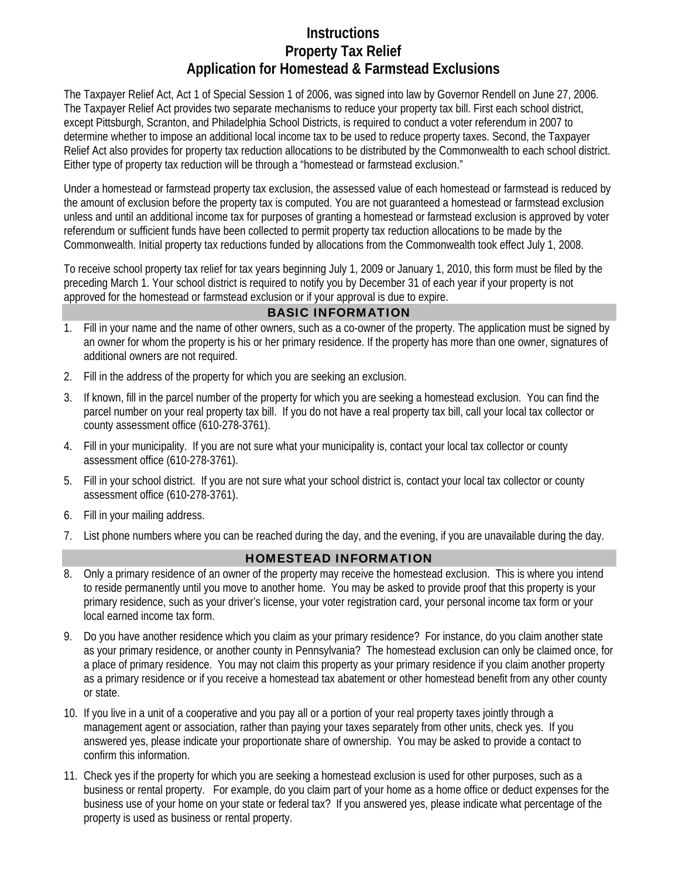# Instructions
# Property Tax Relief
# Application for Homestead & Farmstead Exclusions

The Taxpayer Relief Act, Act 1 of Special Session 1 of 2006, was signed into law by Governor Rendell on June 27, 2006. The Taxpayer Relief Act provides two separate mechanisms to reduce your property tax bill. First each school district, except Pittsburgh, Scranton, and Philadelphia School Districts, is required to conduct a voter referendum in 2007 to determine whether to impose an additional local income tax to be used to reduce property taxes. Second, the Taxpayer Relief Act also provides for property tax reduction allocations to be distributed by the Commonwealth to each school district. Either type of property tax reduction will be through a "homestead or farmstead exclusion."

Under a homestead or farmstead property tax exclusion, the assessed value of each homestead or farmstead is reduced by the amount of exclusion before the property tax is computed. You are not guaranteed a homestead or farmstead exclusion unless and until an additional income tax for purposes of granting a homestead or farmstead exclusion is approved by voter referendum or sufficient funds have been collected to permit property tax reduction allocations to be made by the Commonwealth. Initial property tax reductions funded by allocations from the Commonwealth took effect July 1, 2008.

To receive school property tax relief for tax years beginning July 1, 2009 or January 1, 2010, this form must be filed by the preceding March 1. Your school district is required to notify you by December 31 of each year if your property is not approved for the homestead or farmstead exclusion or if your approval is due to expire.

## BASIC INFORMATION

1. Fill in your name and the name of other owners, such as a co-owner of the property. The application must be signed by an owner for whom the property is his or her primary residence. If the property has more than one owner, signatures of additional owners are not required.
2. Fill in the address of the property for which you are seeking an exclusion.
3. If known, fill in the parcel number of the property for which you are seeking a homestead exclusion. You can find the parcel number on your real property tax bill. If you do not have a real property tax bill, call your local tax collector or county assessment office (610-278-3761).
4. Fill in your municipality. If you are not sure what your municipality is, contact your local tax collector or county assessment office (610-278-3761).
5. Fill in your school district. If you are not sure what your school district is, contact your local tax collector or county assessment office (610-278-3761).
6. Fill in your mailing address.
7. List phone numbers where you can be reached during the day, and the evening, if you are unavailable during the day.

## HOMESTEAD INFORMATION

8. Only a primary residence of an owner of the property may receive the homestead exclusion. This is where you intend to reside permanently until you move to another home. You may be asked to provide proof that this property is your primary residence, such as your driver's license, your voter registration card, your personal income tax form or your local earned income tax form.
9. Do you have another residence which you claim as your primary residence? For instance, do you claim another state as your primary residence, or another county in Pennsylvania? The homestead exclusion can only be claimed once, for a place of primary residence. You may not claim this property as your primary residence if you claim another property as a primary residence or if you receive a homestead tax abatement or other homestead benefit from any other county or state.
10. If you live in a unit of a cooperative and you pay all or a portion of your real property taxes jointly through a management agent or association, rather than paying your taxes separately from other units, check yes. If you answered yes, please indicate your proportionate share of ownership. You may be asked to provide a contact to confirm this information.
11. Check yes if the property for which you are seeking a homestead exclusion is used for other purposes, such as a business or rental property. For example, do you claim part of your home as a home office or deduct expenses for the business use of your home on your state or federal tax? If you answered yes, please indicate what percentage of the property is used as business or rental property.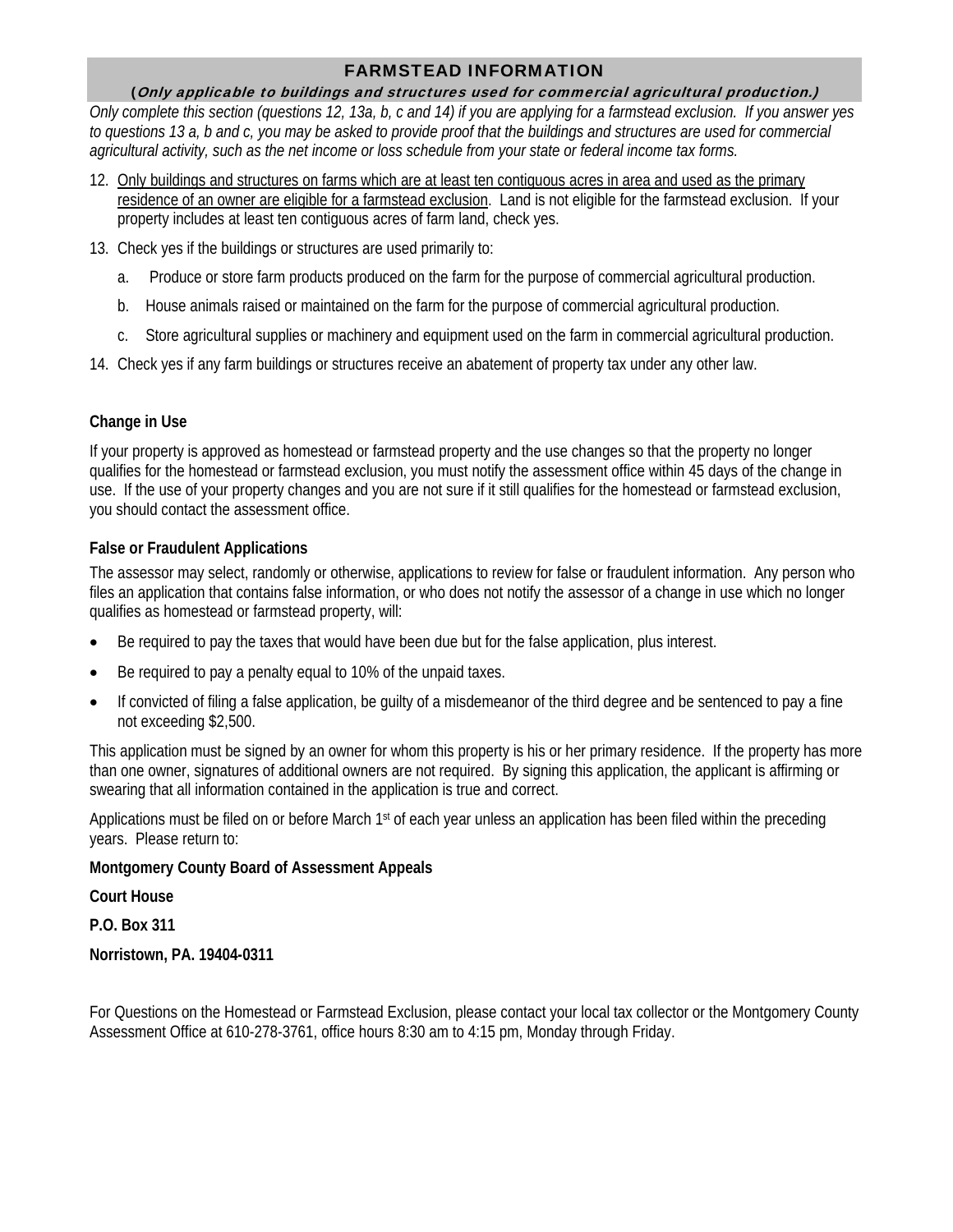## FARMSTEAD INFORMATION

**(*Only applicable to buildings and structures used for commercial agricultural production.*)**

*Only complete this section (questions 12, 13a, b, c and 14) if you are applying for a farmstead exclusion. If you answer yes to questions 13 a, b and c, you may be asked to provide proof that the buildings and structures are used for commercial agricultural activity, such as the net income or loss schedule from your state or federal income tax forms.*

12. Only buildings and structures on farms which are at least ten contiguous acres in area and used as the primary residence of an owner are eligible for a farmstead exclusion. Land is not eligible for the farmstead exclusion. If your property includes at least ten contiguous acres of farm land, check yes.
13. Check yes if the buildings or structures are used primarily to:
    a. Produce or store farm products produced on the farm for the purpose of commercial agricultural production.
    b. House animals raised or maintained on the farm for the purpose of commercial agricultural production.
    c. Store agricultural supplies or machinery and equipment used on the farm in commercial agricultural production.
14. Check yes if any farm buildings or structures receive an abatement of property tax under any other law.

**Change in Use**

If your property is approved as homestead or farmstead property and the use changes so that the property no longer qualifies for the homestead or farmstead exclusion, you must notify the assessment office within 45 days of the change in use. If the use of your property changes and you are not sure if it still qualifies for the homestead or farmstead exclusion, you should contact the assessment office.

**False or Fraudulent Applications**

The assessor may select, randomly or otherwise, applications to review for false or fraudulent information. Any person who files an application that contains false information, or who does not notify the assessor of a change in use which no longer qualifies as homestead or farmstead property, will:

- Be required to pay the taxes that would have been due but for the false application, plus interest.
- Be required to pay a penalty equal to 10% of the unpaid taxes.
- If convicted of filing a false application, be guilty of a misdemeanor of the third degree and be sentenced to pay a fine not exceeding $2,500.

This application must be signed by an owner for whom this property is his or her primary residence. If the property has more than one owner, signatures of additional owners are not required. By signing this application, the applicant is affirming or swearing that all information contained in the application is true and correct.

Applications must be filed on or before March 1st of each year unless an application has been filed within the preceding years. Please return to:

**Montgomery County Board of Assessment Appeals**

**Court House**

**P.O. Box 311**

**Norristown, PA. 19404-0311**

For Questions on the Homestead or Farmstead Exclusion, please contact your local tax collector or the Montgomery County Assessment Office at 610-278-3761, office hours 8:30 am to 4:15 pm, Monday through Friday.